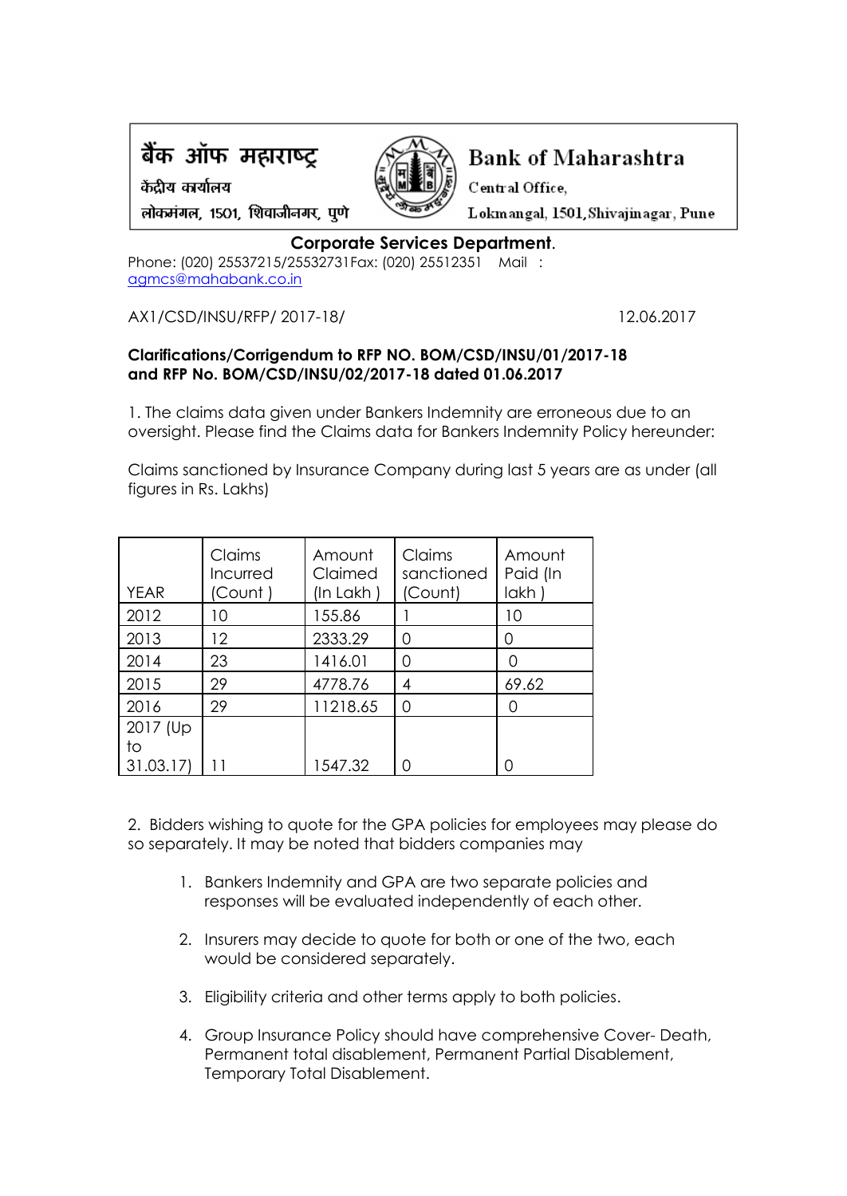बैंक ऑफ महाराष्ट्र
केंद्रीय कार्यालय
लोकमंगल, 1501, शिवाजीनगर, पुणे

Bank of Maharashtra
Central Office,
Lokmangal, 1501, Shivajinagar, Pune

**Corporate Services Department**.

Phone: (020) 25537215/25532731Fax: (020) 25512351 Mail : agmcs@mahabank.co.in

AX1/CSD/INSU/RFP/ 2017-18/ 12.06.2017

**Clarifications/Corrigendum to RFP NO. BOM/CSD/INSU/01/2017-18 and RFP No. BOM/CSD/INSU/02/2017-18 dated 01.06.2017**

1. The claims data given under Bankers Indemnity are erroneous due to an oversight. Please find the Claims data for Bankers Indemnity Policy hereunder:

Claims sanctioned by Insurance Company during last 5 years are as under (all figures in Rs. Lakhs)

| YEAR | Claims Incurred (Count ) | Amount Claimed (In Lakh ) | Claims sanctioned (Count) | Amount Paid (In lakh ) |
|---|---|---|---|---|
| 2012 | 10 | 155.86 | 1 | 10 |
| 2013 | 12 | 2333.29 | 0 | 0 |
| 2014 | 23 | 1416.01 | 0 | 0 |
| 2015 | 29 | 4778.76 | 4 | 69.62 |
| 2016 | 29 | 11218.65 | 0 | 0 |
| 2017 (Up to 31.03.17) | 11 | 1547.32 | 0 | 0 |

2. Bidders wishing to quote for the GPA policies for employees may please do so separately. It may be noted that bidders companies may

   1. Bankers Indemnity and GPA are two separate policies and responses will be evaluated independently of each other.

   2. Insurers may decide to quote for both or one of the two, each would be considered separately.

   3. Eligibility criteria and other terms apply to both policies.

   4. Group Insurance Policy should have comprehensive Cover- Death, Permanent total disablement, Permanent Partial Disablement, Temporary Total Disablement.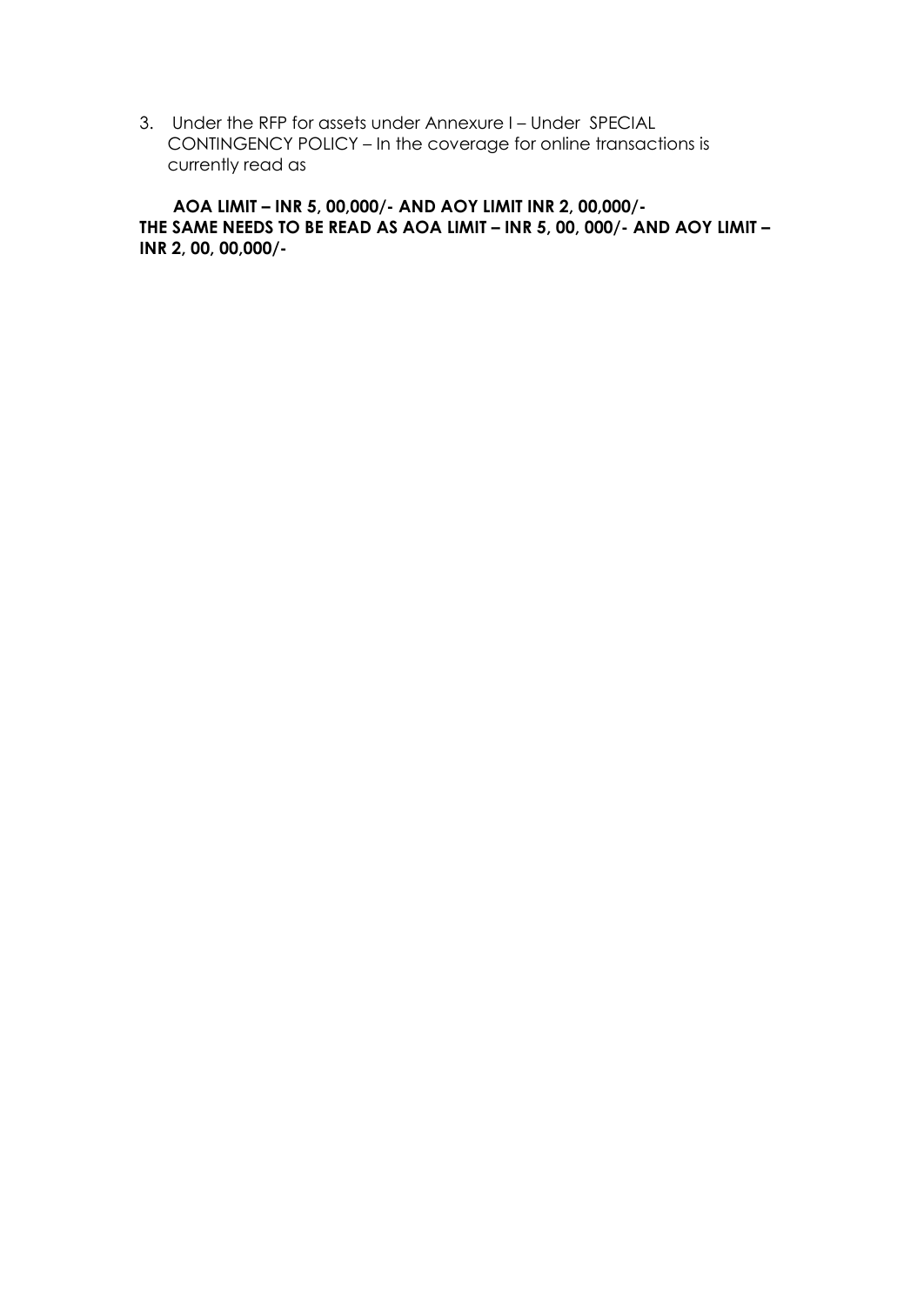3. Under the RFP for assets under Annexure I – Under SPECIAL CONTINGENCY POLICY – In the coverage for online transactions is currently read as

**AOA LIMIT – INR 5, 00,000/- AND AOY LIMIT INR 2, 00,000/-**
**THE SAME NEEDS TO BE READ AS AOA LIMIT – INR 5, 00, 000/- AND AOY LIMIT – INR 2, 00, 00,000/-**